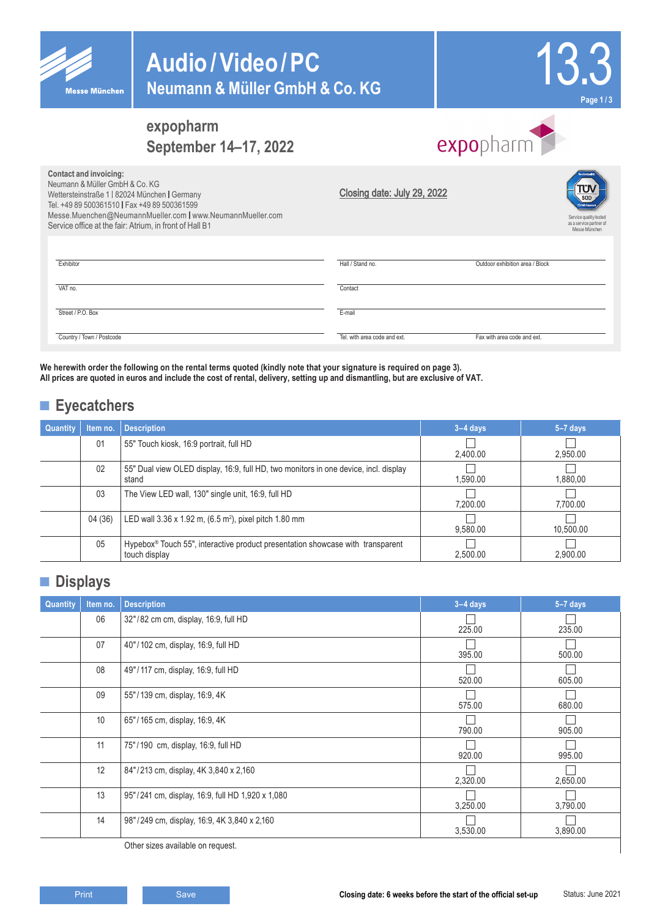# Audio / Video / PC

## Neumann & Müller GmbH & Co. KG

**13.3**

## expopharm
## September 14–17, 2022

**Contact and invoicing:**
Neumann & Müller GmbH & Co. KG
Wettersteinstraße 1 | 82024 München | Germany
Tel. +49 89 500361510 | Fax +49 89 500361599
Messe.Muenchen@NeumannMueller.com | www.NeumannMueller.com
Service office at the fair: Atrium, in front of Hall B1

Closing date: July 29, 2022

Service quality tested as a service partner of Messe München

| | |
|---|---|
| Exhibitor | Hall / Stand no. / Outdoor exhibition area / Block |
| VAT no. | Contact |
| Street / P.O. Box | E-mail |
| Country / Town / Postcode | Tel. with area code and ext. / Fax with area code and ext. |

**We herewith order the following on the rental terms quoted (kindly note that your signature is required on page 3).**
**All prices are quoted in euros and include the cost of rental, delivery, setting up and dismantling, but are exclusive of VAT.**

## Eyecatchers

| Quantity | Item no. | Description | 3–4 days | 5–7 days |
|---|---|---|---|---|
| | 01 | 55" Touch kiosk, 16:9 portrait, full HD | ☐ 2,400.00 | ☐ 2,950.00 |
| | 02 | 55" Dual view OLED display, 16:9, full HD, two monitors in one device, incl. display stand | ☐ 1,590.00 | ☐ 1,880,00 |
| | 03 | The View LED wall, 130" single unit, 16:9, full HD | ☐ 7,200.00 | ☐ 7,700.00 |
| | 04 (36) | LED wall 3.36 x 1.92 m, (6.5 m²), pixel pitch 1.80 mm | ☐ 9,580.00 | ☐ 10,500.00 |
| | 05 | Hypebox® Touch 55", interactive product presentation showcase with transparent touch display | ☐ 2,500.00 | ☐ 2,900.00 |

## Displays

| Quantity | Item no. | Description | 3–4 days | 5–7 days |
|---|---|---|---|---|
| | 06 | 32" / 82 cm cm, display, 16:9, full HD | ☐ 225.00 | ☐ 235.00 |
| | 07 | 40" / 102 cm, display, 16:9, full HD | ☐ 395.00 | ☐ 500.00 |
| | 08 | 49" / 117 cm, display, 16:9, full HD | ☐ 520.00 | ☐ 605.00 |
| | 09 | 55" / 139 cm, display, 16:9, 4K | ☐ 575.00 | ☐ 680.00 |
| | 10 | 65" / 165 cm, display, 16:9, 4K | ☐ 790.00 | ☐ 905.00 |
| | 11 | 75" / 190 cm, display, 16:9, full HD | ☐ 920.00 | ☐ 995.00 |
| | 12 | 84" / 213 cm, display, 4K 3,840 x 2,160 | ☐ 2,320.00 | ☐ 2,650.00 |
| | 13 | 95" / 241 cm, display, 16:9, full HD 1,920 x 1,080 | ☐ 3,250.00 | ☐ 3,790.00 |
| | 14 | 98" / 249 cm, display, 16:9, 4K 3,840 x 2,160 | ☐ 3,530.00 | ☐ 3,890.00 |
| | | Other sizes available on request. | | |

**Closing date: 6 weeks before the start of the official set-up**

Status: June 2021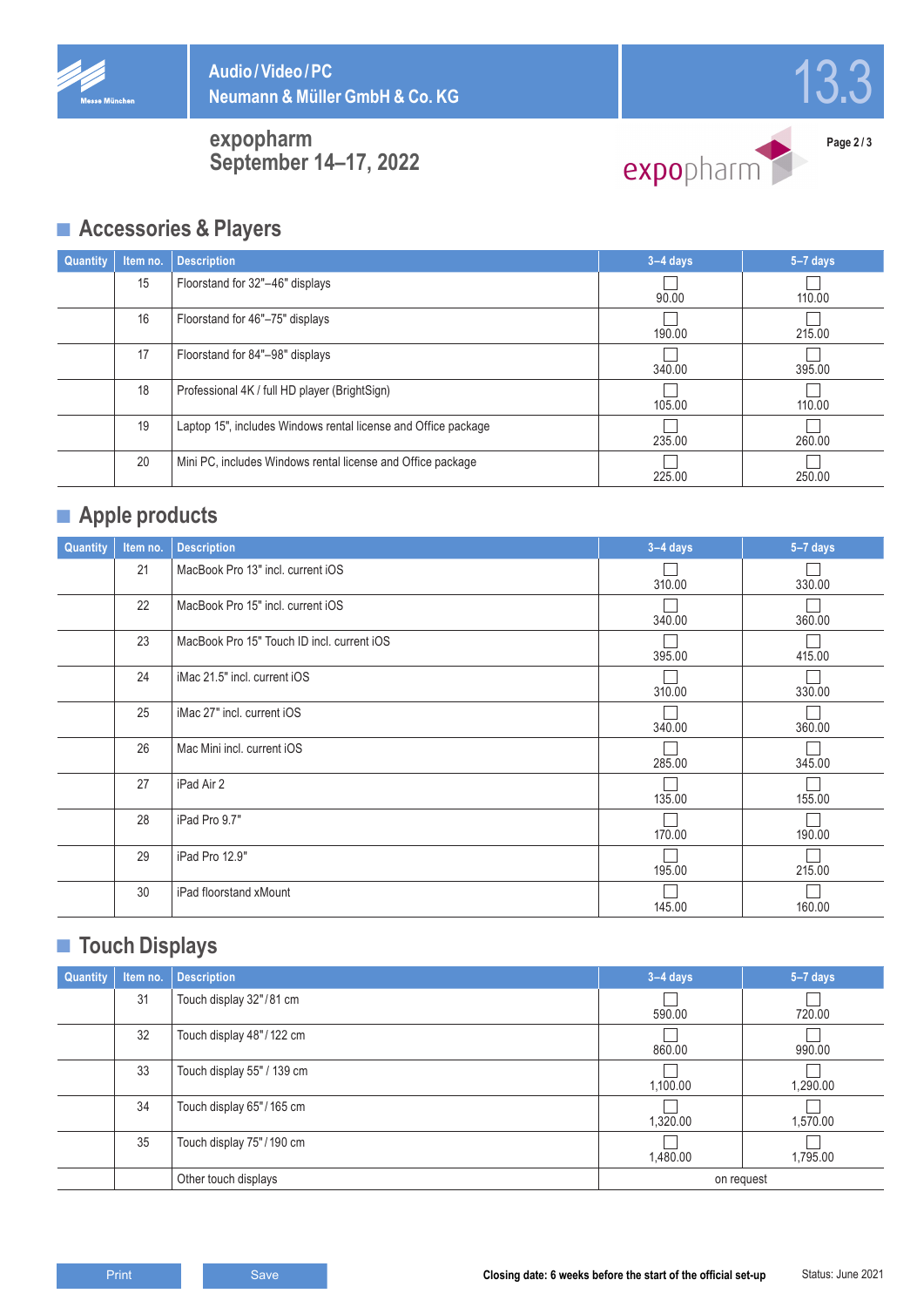# Audio / Video / PC
## Neumann & Müller GmbH & Co. KG

13.3

**expopharm**
**September 14–17, 2022**

## Accessories & Players

| Quantity | Item no. | Description | 3–4 days | 5–7 days |
|---|---|---|---|---|
| | 15 | Floorstand for 32"–46" displays | 90.00 | 110.00 |
| | 16 | Floorstand for 46"–75" displays | 190.00 | 215.00 |
| | 17 | Floorstand for 84"–98" displays | 340.00 | 395.00 |
| | 18 | Professional 4K / full HD player (BrightSign) | 105.00 | 110.00 |
| | 19 | Laptop 15", includes Windows rental license and Office package | 235.00 | 260.00 |
| | 20 | Mini PC, includes Windows rental license and Office package | 225.00 | 250.00 |

## Apple products

| Quantity | Item no. | Description | 3–4 days | 5–7 days |
|---|---|---|---|---|
| | 21 | MacBook Pro 13" incl. current iOS | 310.00 | 330.00 |
| | 22 | MacBook Pro 15" incl. current iOS | 340.00 | 360.00 |
| | 23 | MacBook Pro 15" Touch ID incl. current iOS | 395.00 | 415.00 |
| | 24 | iMac 21.5" incl. current iOS | 310.00 | 330.00 |
| | 25 | iMac 27" incl. current iOS | 340.00 | 360.00 |
| | 26 | Mac Mini incl. current iOS | 285.00 | 345.00 |
| | 27 | iPad Air 2 | 135.00 | 155.00 |
| | 28 | iPad Pro 9.7" | 170.00 | 190.00 |
| | 29 | iPad Pro 12.9" | 195.00 | 215.00 |
| | 30 | iPad floorstand xMount | 145.00 | 160.00 |

## Touch Displays

| Quantity | Item no. | Description | 3–4 days | 5–7 days |
|---|---|---|---|---|
| | 31 | Touch display 32" / 81 cm | 590.00 | 720.00 |
| | 32 | Touch display 48" / 122 cm | 860.00 | 990.00 |
| | 33 | Touch display 55" / 139 cm | 1,100.00 | 1,290.00 |
| | 34 | Touch display 65" / 165 cm | 1,320.00 | 1,570.00 |
| | 35 | Touch display 75" / 190 cm | 1,480.00 | 1,795.00 |
| | | Other touch displays | on request | |

**Closing date: 6 weeks before the start of the official set-up**

Status: June 2021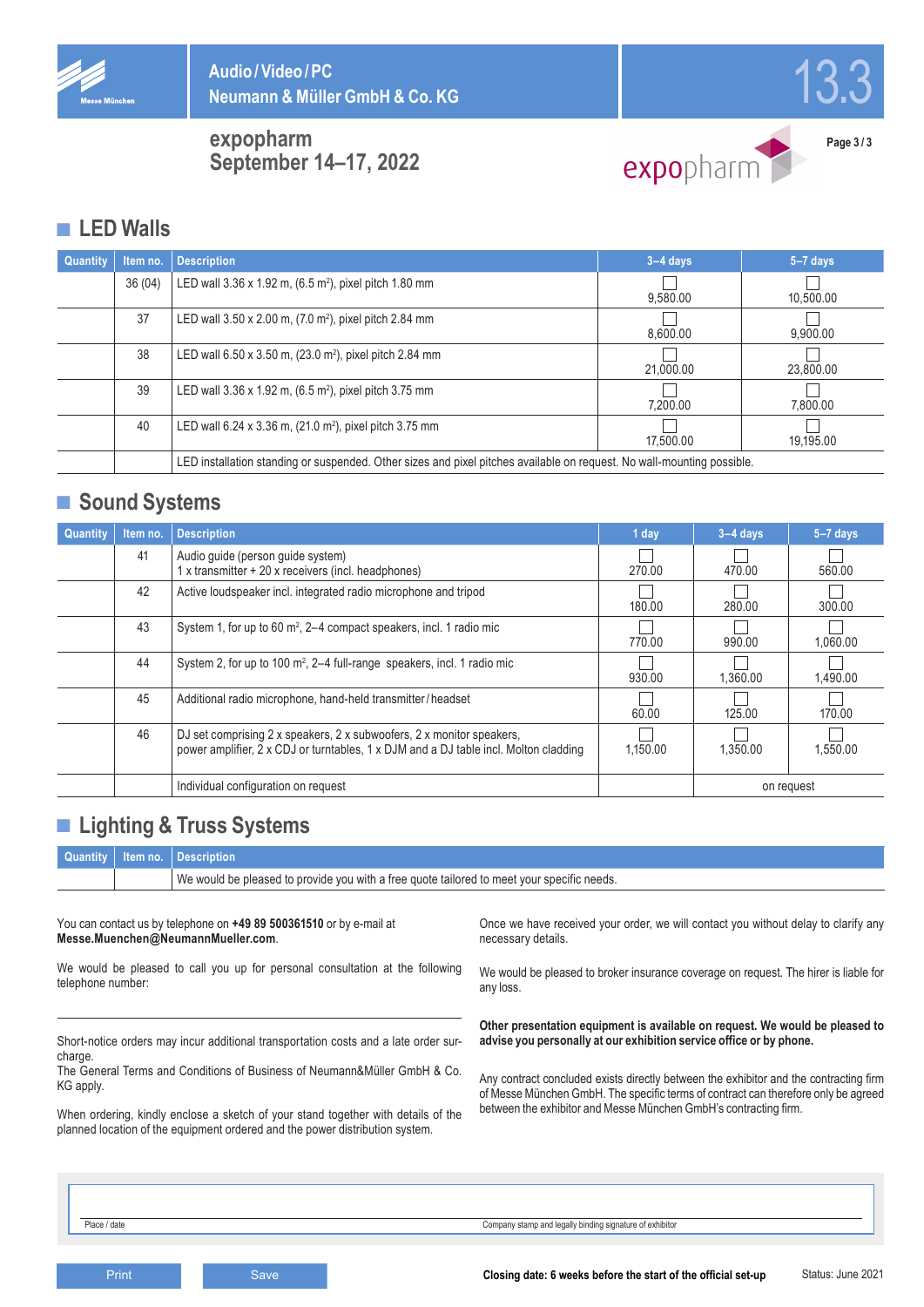# Audio / Video / PC
# Neumann & Müller GmbH & Co. KG

**expopharm**
**September 14–17, 2022**

13.3

## LED Walls

| Quantity | Item no. | Description | 3–4 days | 5–7 days |
|---|---|---|---|---|
| | 36 (04) | LED wall 3.36 x 1.92 m, (6.5 m²), pixel pitch 1.80 mm | ☐ 9,580.00 | ☐ 10,500.00 |
| | 37 | LED wall 3.50 x 2.00 m, (7.0 m²), pixel pitch 2.84 mm | ☐ 8,600.00 | ☐ 9,900.00 |
| | 38 | LED wall 6.50 x 3.50 m, (23.0 m²), pixel pitch 2.84 mm | ☐ 21,000.00 | ☐ 23,800.00 |
| | 39 | LED wall 3.36 x 1.92 m, (6.5 m²), pixel pitch 3.75 mm | ☐ 7,200.00 | ☐ 7,800.00 |
| | 40 | LED wall 6.24 x 3.36 m, (21.0 m²), pixel pitch 3.75 mm | ☐ 17,500.00 | ☐ 19,195.00 |
| | | LED installation standing or suspended. Other sizes and pixel pitches available on request. No wall-mounting possible. | | |

## Sound Systems

| Quantity | Item no. | Description | 1 day | 3–4 days | 5–7 days |
|---|---|---|---|---|---|
| | 41 | Audio guide (person guide system)<br>1 x transmitter + 20 x receivers (incl. headphones) | ☐ 270.00 | ☐ 470.00 | ☐ 560.00 |
| | 42 | Active loudspeaker incl. integrated radio microphone and tripod | ☐ 180.00 | ☐ 280.00 | ☐ 300.00 |
| | 43 | System 1, for up to 60 m², 2–4 compact speakers, incl. 1 radio mic | ☐ 770.00 | ☐ 990.00 | ☐ 1,060.00 |
| | 44 | System 2, for up to 100 m², 2–4 full-range speakers, incl. 1 radio mic | ☐ 930.00 | ☐ 1,360.00 | ☐ 1,490.00 |
| | 45 | Additional radio microphone, hand-held transmitter / headset | ☐ 60.00 | ☐ 125.00 | ☐ 170.00 |
| | 46 | DJ set comprising 2 x speakers, 2 x subwoofers, 2 x monitor speakers,<br>power amplifier, 2 x CDJ or turntables, 1 x DJM and a DJ table incl. Molton cladding | ☐ 1,150.00 | ☐ 1,350.00 | ☐ 1,550.00 |
| | | Individual configuration on request | | on request | |

## Lighting & Truss Systems

| Quantity | Item no. | Description |
|---|---|---|
| | | We would be pleased to provide you with a free quote tailored to meet your specific needs. |

You can contact us by telephone on **+49 89 500361510** or by e-mail at **Messe.Muenchen@NeumannMueller.com**.

We would be pleased to call you up for personal consultation at the following telephone number:

Short-notice orders may incur additional transportation costs and a late order surcharge.
The General Terms and Conditions of Business of Neumann&Müller GmbH & Co. KG apply.

When ordering, kindly enclose a sketch of your stand together with details of the planned location of the equipment ordered and the power distribution system.

Once we have received your order, we will contact you without delay to clarify any necessary details.

We would be pleased to broker insurance coverage on request. The hirer is liable for any loss.

**Other presentation equipment is available on request. We would be pleased to advise you personally at our exhibition service office or by phone.**

Any contract concluded exists directly between the exhibitor and the contracting firm of Messe München GmbH. The specific terms of contract can therefore only be agreed between the exhibitor and Messe München GmbH's contracting firm.

Place / date

Company stamp and legally binding signature of exhibitor

**Closing date: 6 weeks before the start of the official set-up**

Status: June 2021